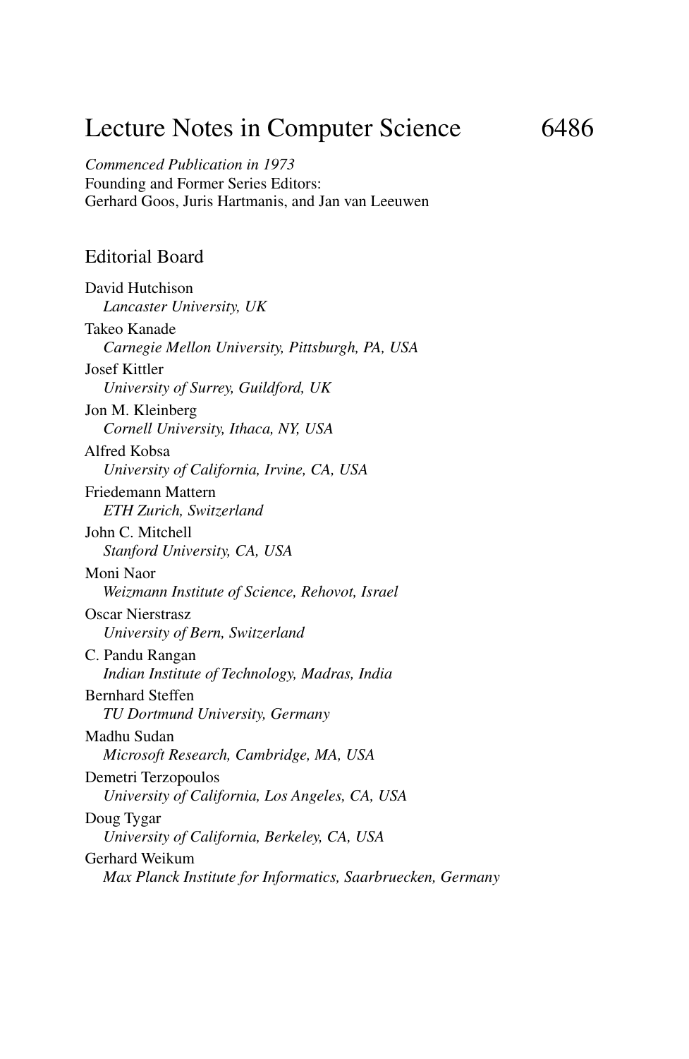# Lecture Notes in Computer Science 6486

*Commenced Publication in 1973*
Founding and Former Series Editors:
Gerhard Goos, Juris Hartmanis, and Jan van Leeuwen

## Editorial Board

David Hutchison
*Lancaster University, UK*

Takeo Kanade
*Carnegie Mellon University, Pittsburgh, PA, USA*

Josef Kittler
*University of Surrey, Guildford, UK*

Jon M. Kleinberg
*Cornell University, Ithaca, NY, USA*

Alfred Kobsa
*University of California, Irvine, CA, USA*

Friedemann Mattern
*ETH Zurich, Switzerland*

John C. Mitchell
*Stanford University, CA, USA*

Moni Naor
*Weizmann Institute of Science, Rehovot, Israel*

Oscar Nierstrasz
*University of Bern, Switzerland*

C. Pandu Rangan
*Indian Institute of Technology, Madras, India*

Bernhard Steffen
*TU Dortmund University, Germany*

Madhu Sudan
*Microsoft Research, Cambridge, MA, USA*

Demetri Terzopoulos
*University of California, Los Angeles, CA, USA*

Doug Tygar
*University of California, Berkeley, CA, USA*

Gerhard Weikum
*Max Planck Institute for Informatics, Saarbruecken, Germany*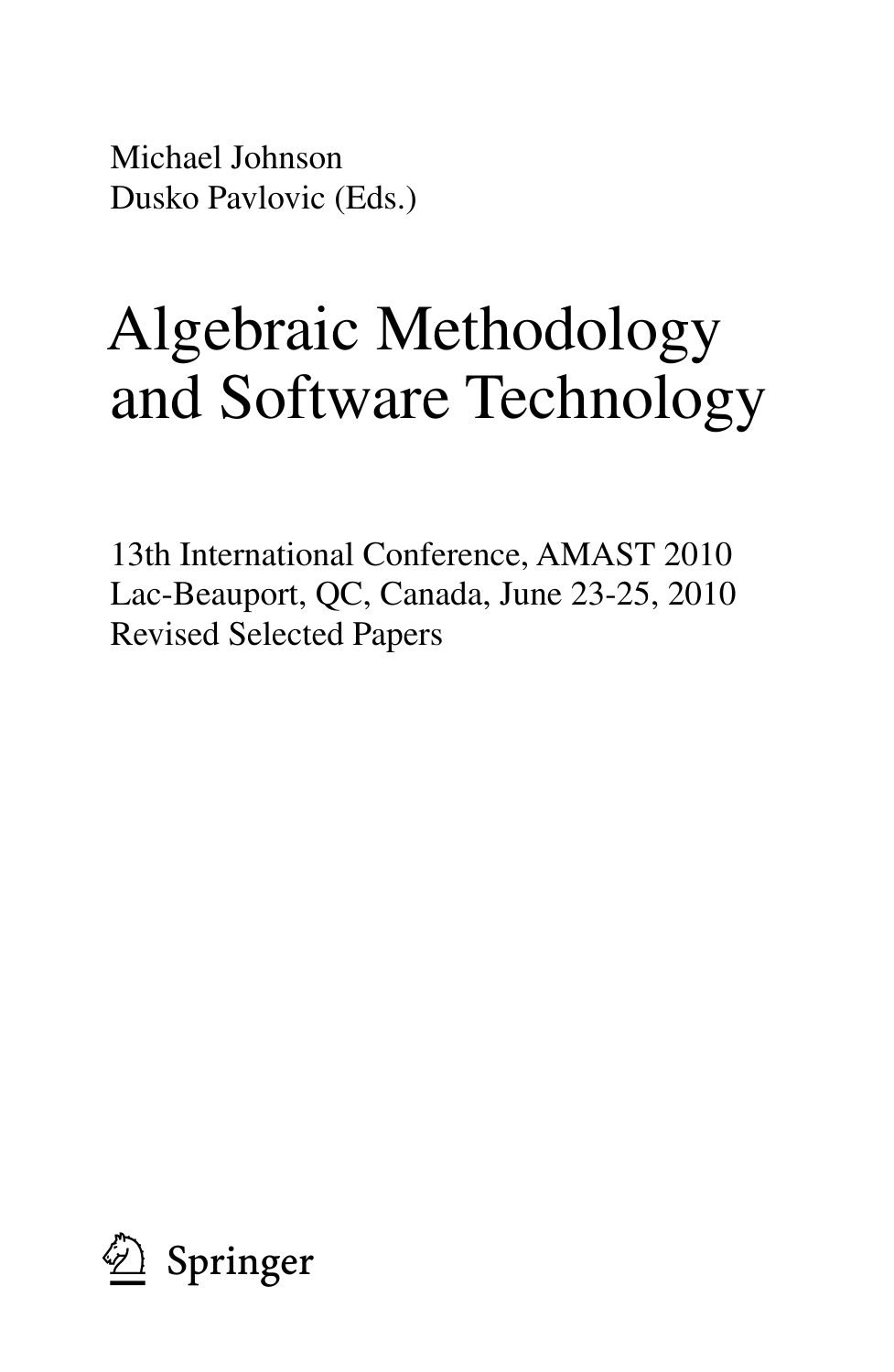Michael Johnson
Dusko Pavlovic (Eds.)

# Algebraic Methodology and Software Technology

13th International Conference, AMAST 2010
Lac-Beauport, QC, Canada, June 23-25, 2010
Revised Selected Papers

Springer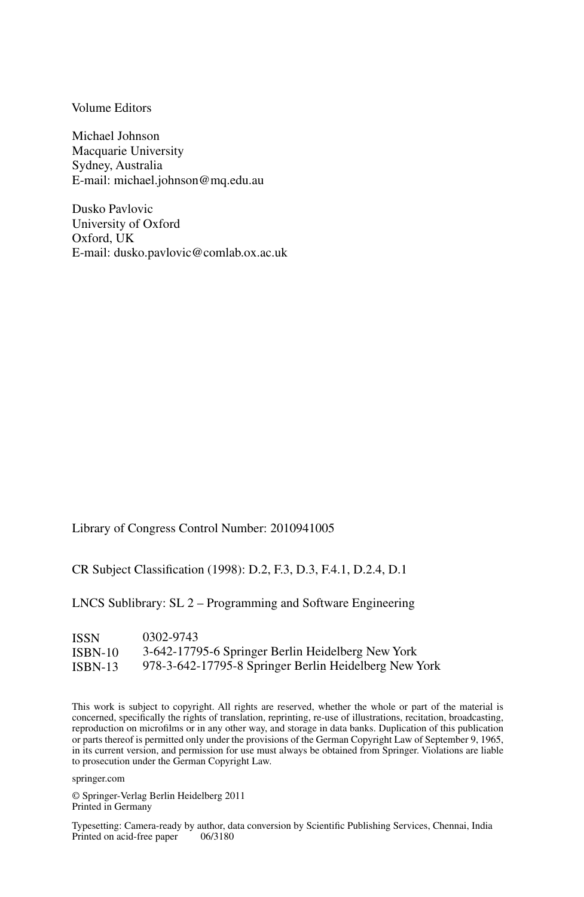Volume Editors

Michael Johnson
Macquarie University
Sydney, Australia
E-mail: michael.johnson@mq.edu.au

Dusko Pavlovic
University of Oxford
Oxford, UK
E-mail: dusko.pavlovic@comlab.ox.ac.uk

Library of Congress Control Number: 2010941005

CR Subject Classification (1998): D.2, F.3, D.3, F.4.1, D.2.4, D.1

LNCS Sublibrary: SL 2 – Programming and Software Engineering

| | |
|---|---|
| ISSN | 0302-9743 |
| ISBN-10 | 3-642-17795-6 Springer Berlin Heidelberg New York |
| ISBN-13 | 978-3-642-17795-8 Springer Berlin Heidelberg New York |

This work is subject to copyright. All rights are reserved, whether the whole or part of the material is concerned, specifically the rights of translation, reprinting, re-use of illustrations, recitation, broadcasting, reproduction on microfilms or in any other way, and storage in data banks. Duplication of this publication or parts thereof is permitted only under the provisions of the German Copyright Law of September 9, 1965, in its current version, and permission for use must always be obtained from Springer. Violations are liable to prosecution under the German Copyright Law.

springer.com

© Springer-Verlag Berlin Heidelberg 2011
Printed in Germany

Typesetting: Camera-ready by author, data conversion by Scientific Publishing Services, Chennai, India
Printed on acid-free paper 06/3180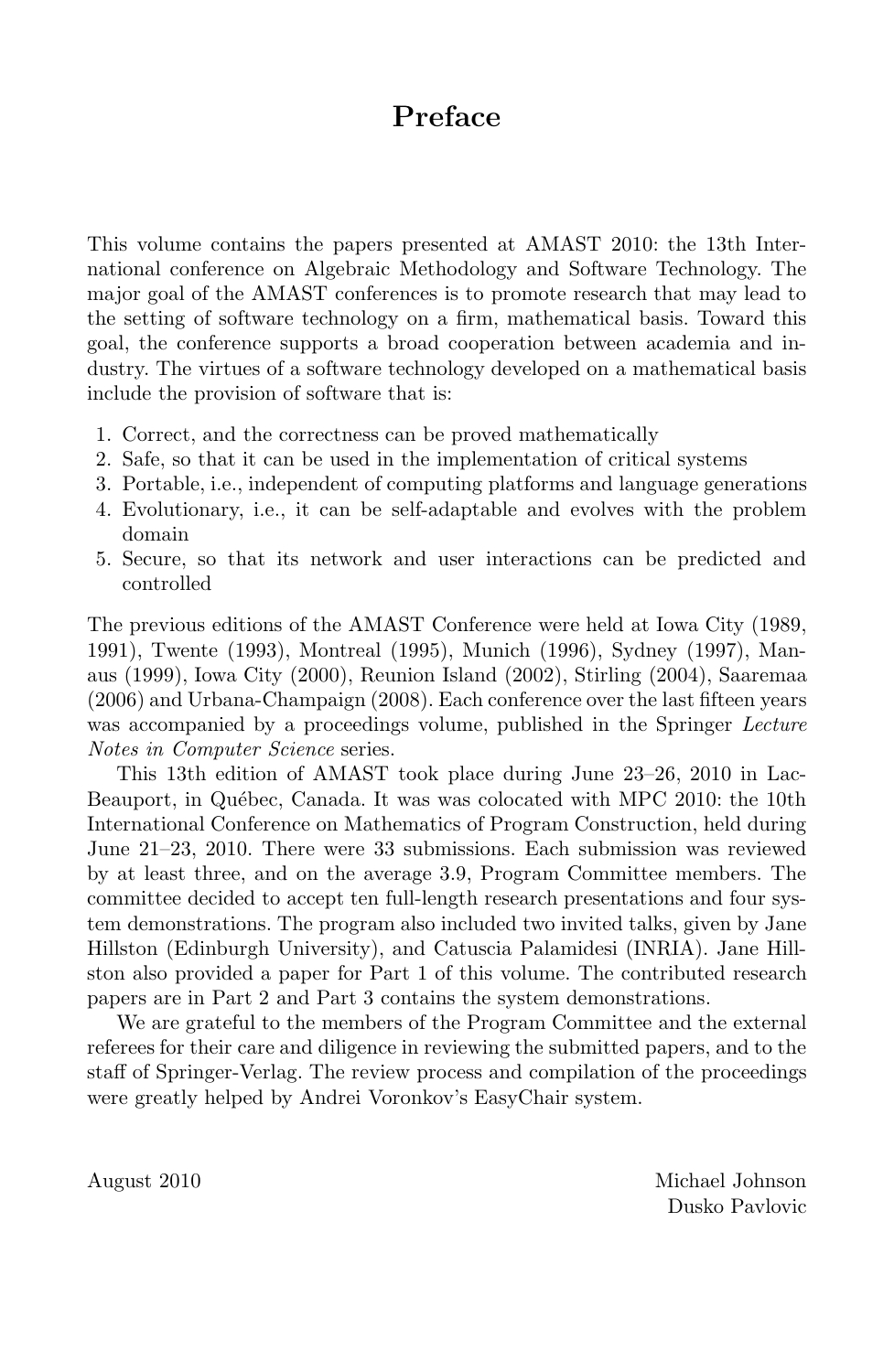# Preface

This volume contains the papers presented at AMAST 2010: the 13th International conference on Algebraic Methodology and Software Technology. The major goal of the AMAST conferences is to promote research that may lead to the setting of software technology on a firm, mathematical basis. Toward this goal, the conference supports a broad cooperation between academia and industry. The virtues of a software technology developed on a mathematical basis include the provision of software that is:

1. Correct, and the correctness can be proved mathematically
2. Safe, so that it can be used in the implementation of critical systems
3. Portable, i.e., independent of computing platforms and language generations
4. Evolutionary, i.e., it can be self-adaptable and evolves with the problem domain
5. Secure, so that its network and user interactions can be predicted and controlled

The previous editions of the AMAST Conference were held at Iowa City (1989, 1991), Twente (1993), Montreal (1995), Munich (1996), Sydney (1997), Manaus (1999), Iowa City (2000), Reunion Island (2002), Stirling (2004), Saaremaa (2006) and Urbana-Champaign (2008). Each conference over the last fifteen years was accompanied by a proceedings volume, published in the Springer *Lecture Notes in Computer Science* series.

This 13th edition of AMAST took place during June 23–26, 2010 in Lac-Beauport, in Québec, Canada. It was was colocated with MPC 2010: the 10th International Conference on Mathematics of Program Construction, held during June 21–23, 2010. There were 33 submissions. Each submission was reviewed by at least three, and on the average 3.9, Program Committee members. The committee decided to accept ten full-length research presentations and four system demonstrations. The program also included two invited talks, given by Jane Hillston (Edinburgh University), and Catuscia Palamidesi (INRIA). Jane Hillston also provided a paper for Part 1 of this volume. The contributed research papers are in Part 2 and Part 3 contains the system demonstrations.

We are grateful to the members of the Program Committee and the external referees for their care and diligence in reviewing the submitted papers, and to the staff of Springer-Verlag. The review process and compilation of the proceedings were greatly helped by Andrei Voronkov's EasyChair system.

August 2010

Michael Johnson
Dusko Pavlovic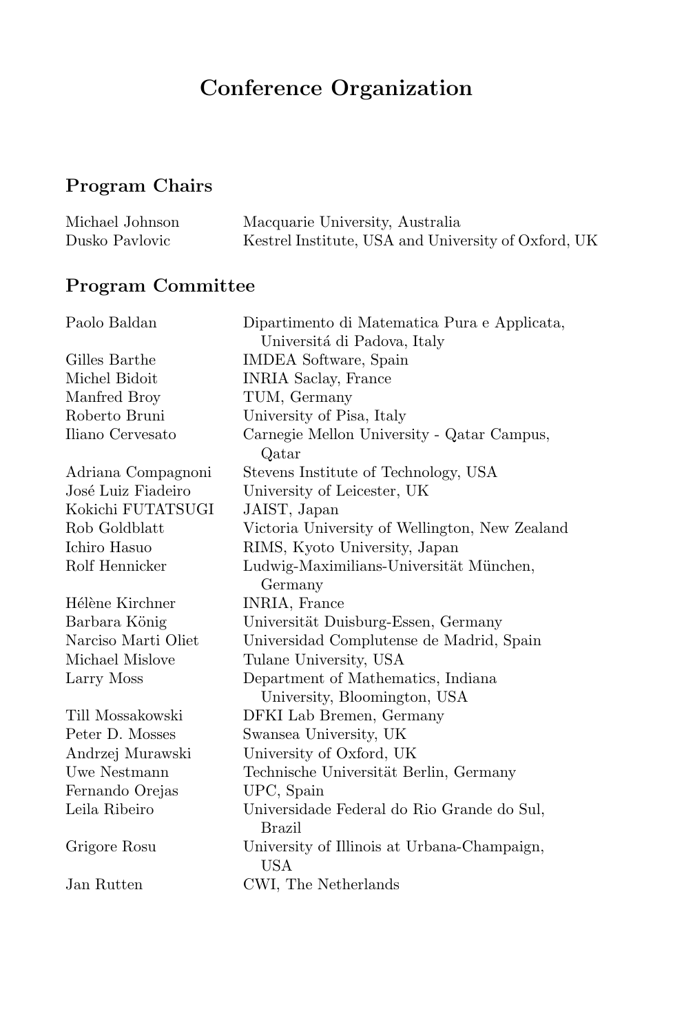# Conference Organization

## Program Chairs

| | |
|---|---|
| Michael Johnson | Macquarie University, Australia |
| Dusko Pavlovic | Kestrel Institute, USA and University of Oxford, UK |

## Program Committee

| | |
|---|---|
| Paolo Baldan | Dipartimento di Matematica Pura e Applicata, Universitá di Padova, Italy |
| Gilles Barthe | IMDEA Software, Spain |
| Michel Bidoit | INRIA Saclay, France |
| Manfred Broy | TUM, Germany |
| Roberto Bruni | University of Pisa, Italy |
| Iliano Cervesato | Carnegie Mellon University - Qatar Campus, Qatar |
| Adriana Compagnoni | Stevens Institute of Technology, USA |
| José Luiz Fiadeiro | University of Leicester, UK |
| Kokichi FUTATSUGI | JAIST, Japan |
| Rob Goldblatt | Victoria University of Wellington, New Zealand |
| Ichiro Hasuo | RIMS, Kyoto University, Japan |
| Rolf Hennicker | Ludwig-Maximilians-Universität München, Germany |
| Hélène Kirchner | INRIA, France |
| Barbara König | Universität Duisburg-Essen, Germany |
| Narciso Marti Oliet | Universidad Complutense de Madrid, Spain |
| Michael Mislove | Tulane University, USA |
| Larry Moss | Department of Mathematics, Indiana University, Bloomington, USA |
| Till Mossakowski | DFKI Lab Bremen, Germany |
| Peter D. Mosses | Swansea University, UK |
| Andrzej Murawski | University of Oxford, UK |
| Uwe Nestmann | Technische Universität Berlin, Germany |
| Fernando Orejas | UPC, Spain |
| Leila Ribeiro | Universidade Federal do Rio Grande do Sul, Brazil |
| Grigore Rosu | University of Illinois at Urbana-Champaign, USA |
| Jan Rutten | CWI, The Netherlands |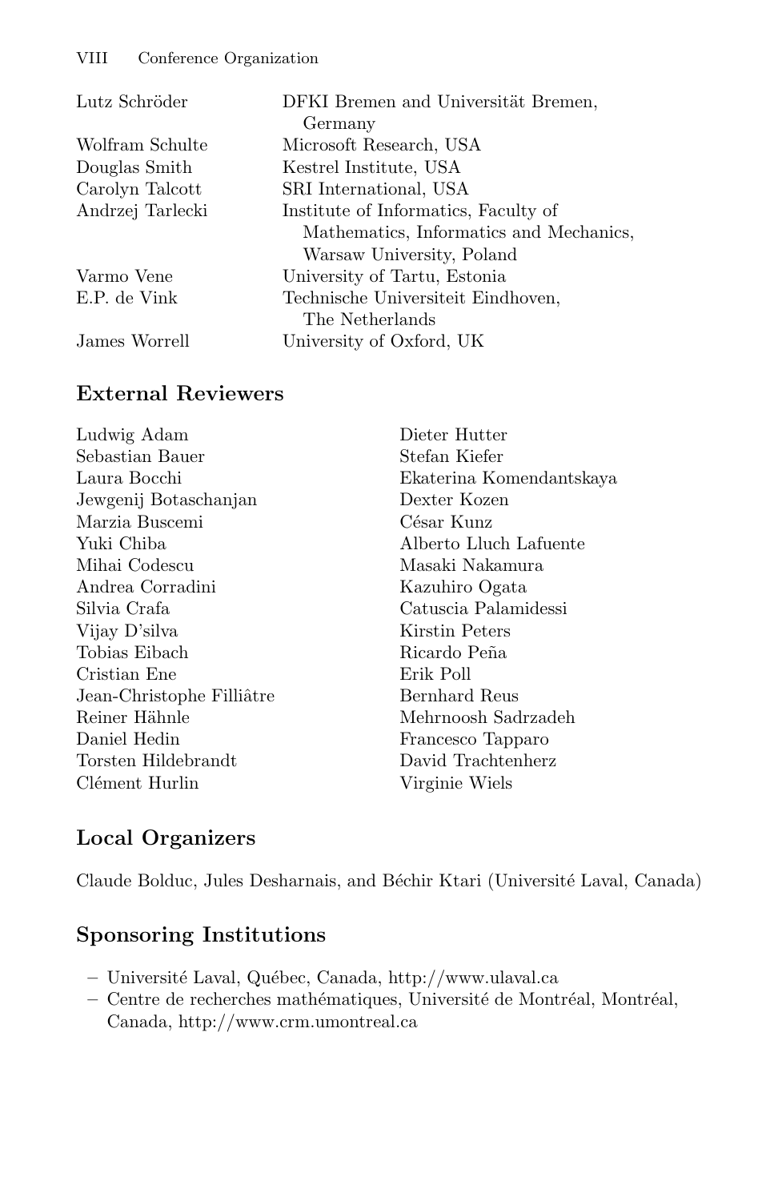| | |
|---|---|
| Lutz Schröder | DFKI Bremen and Universität Bremen, Germany |
| Wolfram Schulte | Microsoft Research, USA |
| Douglas Smith | Kestrel Institute, USA |
| Carolyn Talcott | SRI International, USA |
| Andrzej Tarlecki | Institute of Informatics, Faculty of Mathematics, Informatics and Mechanics, Warsaw University, Poland |
| Varmo Vene | University of Tartu, Estonia |
| E.P. de Vink | Technische Universiteit Eindhoven, The Netherlands |
| James Worrell | University of Oxford, UK |

## External Reviewers

Ludwig Adam
Sebastian Bauer
Laura Bocchi
Jewgenij Botaschanjan
Marzia Buscemi
Yuki Chiba
Mihai Codescu
Andrea Corradini
Silvia Crafa
Vijay D'silva
Tobias Eibach
Cristian Ene
Jean-Christophe Filliâtre
Reiner Hähnle
Daniel Hedin
Torsten Hildebrandt
Clément Hurlin
Dieter Hutter
Stefan Kiefer
Ekaterina Komendantskaya
Dexter Kozen
César Kunz
Alberto Lluch Lafuente
Masaki Nakamura
Kazuhiro Ogata
Catuscia Palamidessi
Kirstin Peters
Ricardo Peña
Erik Poll
Bernhard Reus
Mehrnoosh Sadrzadeh
Francesco Tapparo
David Trachtenherz
Virginie Wiels

## Local Organizers

Claude Bolduc, Jules Desharnais, and Béchir Ktari (Université Laval, Canada)

## Sponsoring Institutions

- Université Laval, Québec, Canada, http://www.ulaval.ca
- Centre de recherches mathématiques, Université de Montréal, Montréal, Canada, http://www.crm.umontreal.ca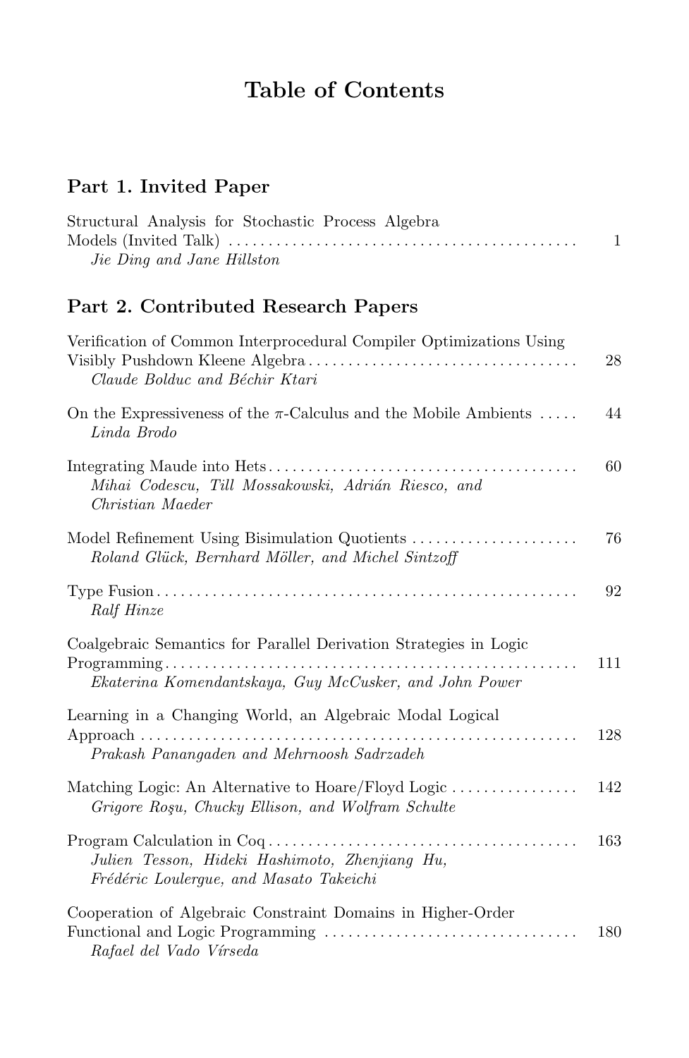# Table of Contents

## Part 1. Invited Paper

Structural Analysis for Stochastic Process Algebra Models (Invited Talk) ..... 1
*Jie Ding and Jane Hillston*

## Part 2. Contributed Research Papers

Verification of Common Interprocedural Compiler Optimizations Using Visibly Pushdown Kleene Algebra ..... 28
*Claude Bolduc and Béchir Ktari*

On the Expressiveness of the $\pi$-Calculus and the Mobile Ambients ..... 44
*Linda Brodo*

Integrating Maude into Hets ..... 60
*Mihai Codescu, Till Mossakowski, Adrián Riesco, and Christian Maeder*

Model Refinement Using Bisimulation Quotients ..... 76
*Roland Glück, Bernhard Möller, and Michel Sintzoff*

Type Fusion ..... 92
*Ralf Hinze*

Coalgebraic Semantics for Parallel Derivation Strategies in Logic Programming ..... 111
*Ekaterina Komendantskaya, Guy McCusker, and John Power*

Learning in a Changing World, an Algebraic Modal Logical Approach ..... 128
*Prakash Panangaden and Mehrnoosh Sadrzadeh*

Matching Logic: An Alternative to Hoare/Floyd Logic ..... 142
*Grigore Roşu, Chucky Ellison, and Wolfram Schulte*

Program Calculation in Coq ..... 163
*Julien Tesson, Hideki Hashimoto, Zhenjiang Hu, Frédéric Loulergue, and Masato Takeichi*

Cooperation of Algebraic Constraint Domains in Higher-Order Functional and Logic Programming ..... 180
*Rafael del Vado Vírseda*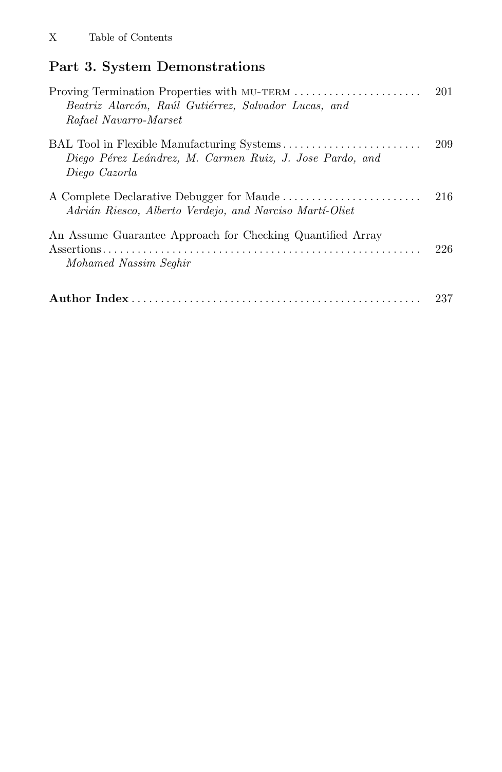## Part 3. System Demonstrations

Proving Termination Properties with MU-TERM ..................... 201
*Beatriz Alarcón, Raúl Gutiérrez, Salvador Lucas, and Rafael Navarro-Marset*

BAL Tool in Flexible Manufacturing Systems ..................... 209
*Diego Pérez Leándrez, M. Carmen Ruiz, J. Jose Pardo, and Diego Cazorla*

A Complete Declarative Debugger for Maude ..................... 216
*Adrián Riesco, Alberto Verdejo, and Narciso Martí-Oliet*

An Assume Guarantee Approach for Checking Quantified Array Assertions ..................... 226
*Mohamed Nassim Seghir*

**Author Index** ..................... 237